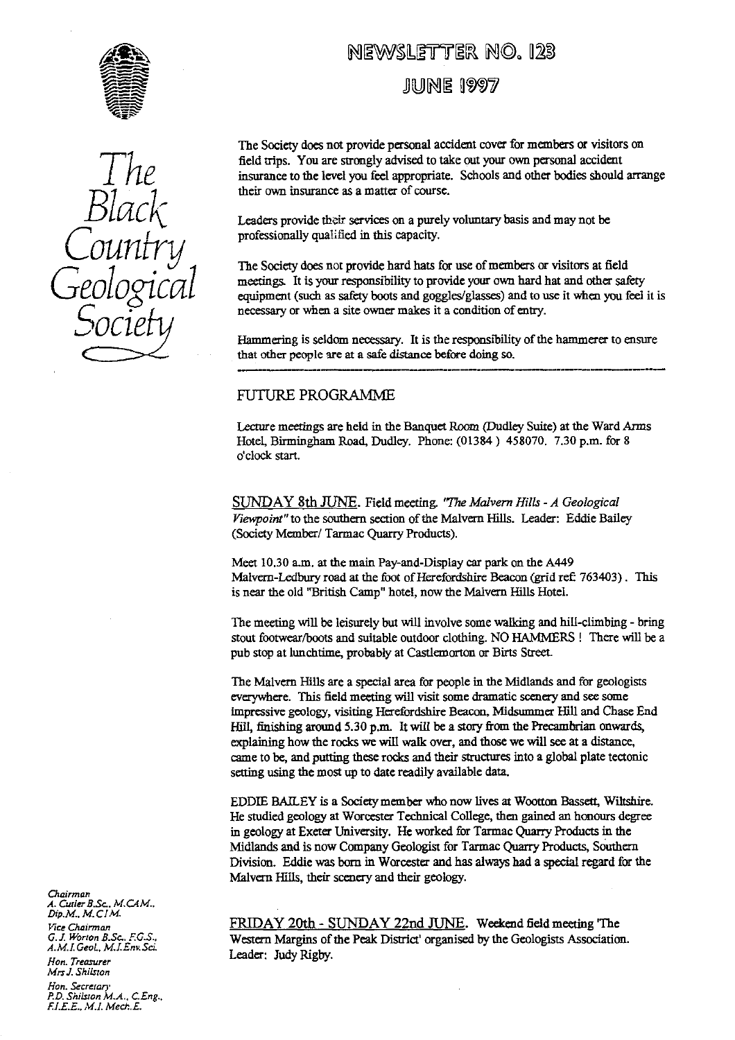# NEWSLETTER NO. 123

## JUNE 1997

*The Black Country Geological Society*

The Society does not provide personal accident cover for members or visitors on field trips. You are strongly advised to take out your own personal accident insurance to the level you feel appropriate. Schools and other bodies should arrange their own insurance as a matter of course.

Leaders provide their services on a purely voluntary basis and may not be professionally qualified in this capacity.

The Society does not provide hard hats for use of members or visitors at field meetings. It is your responsibility to provide your own hard hat and other safety equipment (such as safety boots and goggles/glasses) and to use it when you feel it is necessary or when a site owner makes it a condition of entry.

Hammering is seldom necessary. It is the responsibility of the hammerer to ensure that other people are at a safe distance before doing so.

---

## FUTURE PROGRAMME

Lecture meetings are held in the Banquet Room (Dudley Suite) at the Ward Arms Hotel, Birmingham Road, Dudley. Phone: (01384 ) 458070. 7.30 p.m. for 8 o'clock start.

SUNDAY 8th JUNE. Field meeting. *"The Malvern Hills - A Geological Viewpoint"* to the southern section of the Malvern Hills. Leader: Eddie Bailey (Society Member/ Tarmac Quarry Products).

Meet 10.30 a.m. at the main Pay-and-Display car park on the A449 Malvern-Ledbury road at the foot of Herefordshire Beacon (grid ref: 763403). This is near the old "British Camp" hotel, now the Malvern Hills Hotel.

The meeting will be leisurely but will involve some walking and hill-climbing - bring stout footwear/boots and suitable outdoor clothing. NO HAMMERS ! There will be a pub stop at lunchtime, probably at Castlemorton or Birts Street.

The Malvern Hills are a special area for people in the Midlands and for geologists everywhere. This field meeting will visit some dramatic scenery and see some impressive geology, visiting Herefordshire Beacon, Midsummer Hill and Chase End Hill, finishing around 5.30 p.m. It will be a story from the Precambrian onwards, explaining how the rocks we will walk over, and those we will see at a distance, came to be, and putting these rocks and their structures into a global plate tectonic setting using the most up to date readily available data.

EDDIE BAILEY is a Society member who now lives at Wootton Bassett, Wiltshire. He studied geology at Worcester Technical College, then gained an honours degree in geology at Exeter University. He worked for Tarmac Quarry Products in the Midlands and is now Company Geologist for Tarmac Quarry Products, Southern Division. Eddie was born in Worcester and has always had a special regard for the Malvern Hills, their scenery and their geology.

FRIDAY 20th - SUNDAY 22nd JUNE. Weekend field meeting 'The Western Margins of the Peak District' organised by the Geologists Association. Leader: Judy Rigby.

*Chairman*
A. Cutler B.Sc., M.CAM., Dip.M., M.CIM.

*Vice Chairman*
G. J. Worton B.Sc., F.G.S., A.M.I.Geol., M.I.Env.Sci.

*Hon. Treasurer*
Mrs J. Shilston

*Hon. Secretary*
P.D. Shilston M.A., C.Eng., F.I.E.E., M.I. Mech.E.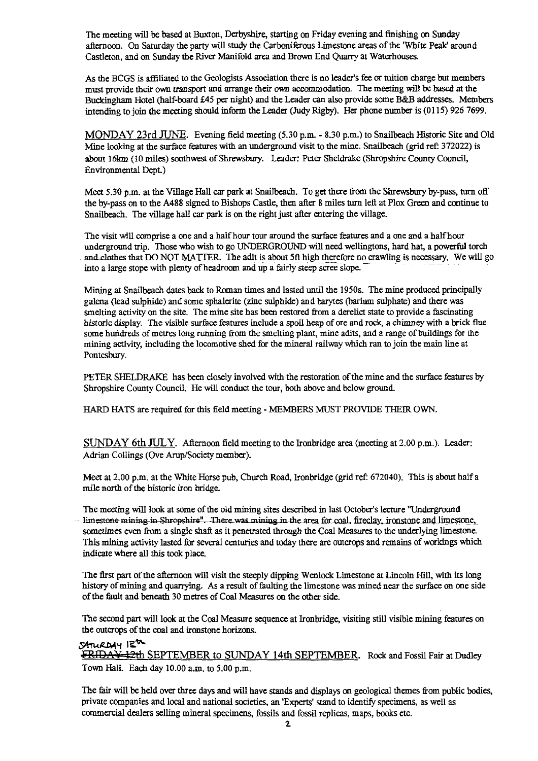The meeting will be based at Buxton, Derbyshire, starting on Friday evening and finishing on Sunday afternoon. On Saturday the party will study the Carboniferous Limestone areas of the 'White Peak' around Castleton, and on Sunday the River Manifold area and Brown End Quarry at Waterhouses.

As the BCGS is affiliated to the Geologists Association there is no leader's fee or tuition charge but members must provide their own transport and arrange their own accommodation. The meeting will be based at the Buckingham Hotel (half-board £45 per night) and the Leader can also provide some B&B addresses. Members intending to join the meeting should inform the Leader (Judy Rigby). Her phone number is (0115) 926 7699.

MONDAY 23rd JUNE. Evening field meeting (5.30 p.m. - 8.30 p.m.) to Snailbeach Historic Site and Old Mine looking at the surface features with an underground visit to the mine. Snailbeach (grid ref: 372022) is about 16km (10 miles) southwest of Shrewsbury. Leader: Peter Sheldrake (Shropshire County Council, Environmental Dept.)

Meet 5.30 p.m. at the Village Hall car park at Snailbeach. To get there from the Shrewsbury by-pass, turn off the by-pass on to the A488 signed to Bishops Castle, then after 8 miles turn left at Plox Green and continue to Snailbeach. The village hall car park is on the right just after entering the village.

The visit will comprise a one and a half hour tour around the surface features and a one and a half hour underground trip. Those who wish to go UNDERGROUND will need wellingtons, hard hat, a powerful torch and clothes that DO NOT MATTER. The adit is about 5ft high therefore no crawling is necessary. We will go into a large stope with plenty of headroom and up a fairly steep scree slope.

Mining at Snailbeach dates back to Roman times and lasted until the 1950s. The mine produced principally galena (lead sulphide) and some sphalerite (zinc sulphide) and barytes (barium sulphate) and there was smelting activity on the site. The mine site has been restored from a derelict state to provide a fascinating historic display. The visible surface features include a spoil heap of ore and rock, a chimney with a brick flue some hundreds of metres long running from the smelting plant, mine adits, and a range of buildings for the mining activity, including the locomotive shed for the mineral railway which ran to join the main line at Pontesbury.

PETER SHELDRAKE has been closely involved with the restoration of the mine and the surface features by Shropshire County Council. He will conduct the tour, both above and below ground.

HARD HATS are required for this field meeting - MEMBERS MUST PROVIDE THEIR OWN.

SUNDAY 6th JULY. Afternoon field meeting to the Ironbridge area (meeting at 2.00 p.m.). Leader: Adrian Collings (Ove Arup/Society member).

Meet at 2.00 p.m. at the White Horse pub, Church Road, Ironbridge (grid ref: 672040). This is about half a mile north of the historic iron bridge.

The meeting will look at some of the old mining sites described in last October's lecture "Underground limestone mining in Shropshire". There was mining in the area for coal, fireclay, ironstone and limestone, sometimes even from a single shaft as it penetrated through the Coal Measures to the underlying limestone. This mining activity lasted for several centuries and today there are outcrops and remains of workings which indicate where all this took place.

The first part of the afternoon will visit the steeply dipping Wenlock Limestone at Lincoln Hill, with its long history of mining and quarrying. As a result of faulting the limestone was mined near the surface on one side of the fault and beneath 30 metres of Coal Measures on the other side.

The second part will look at the Coal Measure sequence at Ironbridge, visiting still visible mining features on the outcrops of the coal and ironstone horizons.

SATURDAY 13th ~~FRIDAY 12th~~ SEPTEMBER to SUNDAY 14th SEPTEMBER. Rock and Fossil Fair at Dudley Town Hall. Each day 10.00 a.m. to 5.00 p.m.

The fair will be held over three days and will have stands and displays on geological themes from public bodies, private companies and local and national societies, an 'Experts' stand to identify specimens, as well as commercial dealers selling mineral specimens, fossils and fossil replicas, maps, books etc.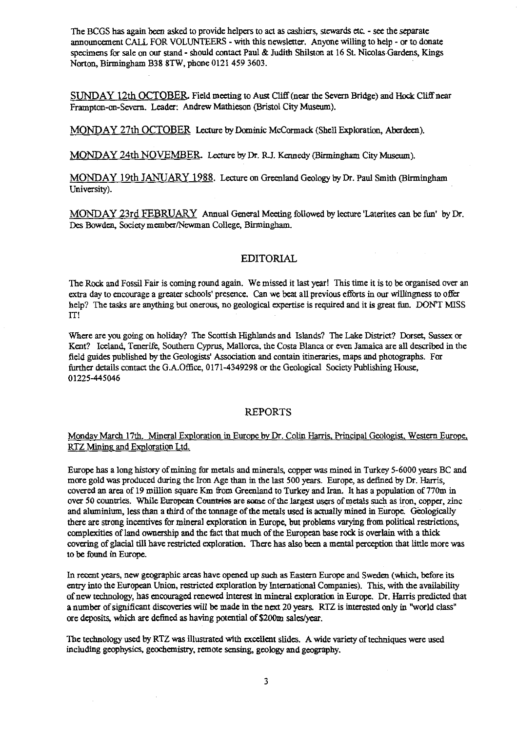The BCGS has again been asked to provide helpers to act as cashiers, stewards etc. - see the separate announcement CALL FOR VOLUNTEERS - with this newsletter. Anyone willing to help - or to donate specimens for sale on our stand - should contact Paul & Judith Shilston at 16 St. Nicolas Gardens, Kings Norton, Birmingham B38 8TW, phone 0121 459 3603.

SUNDAY 12th OCTOBER. Field meeting to Aust Cliff (near the Severn Bridge) and Hock Cliff near Frampton-on-Severn. Leader: Andrew Mathieson (Bristol City Museum).

MONDAY 27th OCTOBER Lecture by Dominic McCormack (Shell Exploration, Aberdeen).

MONDAY 24th NOVEMBER. Lecture by Dr. R.J. Kennedy (Birmingham City Museum).

MONDAY 19th JANUARY 1988. Lecture on Greenland Geology by Dr. Paul Smith (Birmingham University).

MONDAY 23rd FEBRUARY Annual General Meeting followed by lecture 'Laterites can be fun' by Dr. Des Bowden, Society member/Newman College, Birmingham.

## EDITORIAL

The Rock and Fossil Fair is coming round again. We missed it last year! This time it is to be organised over an extra day to encourage a greater schools' presence. Can we beat all previous efforts in our willingness to offer help? The tasks are anything but onerous, no geological expertise is required and it is great fun. DON'T MISS IT!

Where are you going on holiday? The Scottish Highlands and Islands? The Lake District? Dorset, Sussex or Kent? Iceland, Tenerife, Southern Cyprus, Mallorca, the Costa Blanca or even Jamaica are all described in the field guides published by the Geologists' Association and contain itineraries, maps and photographs. For further details contact the G.A.Office, 0171-4349298 or the Geological Society Publishing House, 01225-445046

## REPORTS

Monday March 17th. Mineral Exploration in Europe by Dr. Colin Harris, Principal Geologist, Western Europe, RTZ Mining and Exploration Ltd.

Europe has a long history of mining for metals and minerals, copper was mined in Turkey 5-6000 years BC and more gold was produced during the Iron Age than in the last 500 years. Europe, as defined by Dr. Harris, covered an area of 19 million square Km from Greenland to Turkey and Iran. It has a population of 770m in over 50 countries. While European Countries are some of the largest users of metals such as iron, copper, zinc and aluminium, less than a third of the tonnage of the metals used is actually mined in Europe. Geologically there are strong incentives for mineral exploration in Europe, but problems varying from political restrictions, complexities of land ownership and the fact that much of the European base rock is overlain with a thick covering of glacial till have restricted exploration. There has also been a mental perception that little more was to be found in Europe.

In recent years, new geographic areas have opened up such as Eastern Europe and Sweden (which, before its entry into the European Union, restricted exploration by International Companies). This, with the availability of new technology, has encouraged renewed interest in mineral exploration in Europe. Dr. Harris predicted that a number of significant discoveries will be made in the next 20 years. RTZ is interested only in "world class" ore deposits, which are defined as having potential of $200m sales/year.

The technology used by RTZ was illustrated with excellent slides. A wide variety of techniques were used including geophysics, geochemistry, remote sensing, geology and geography.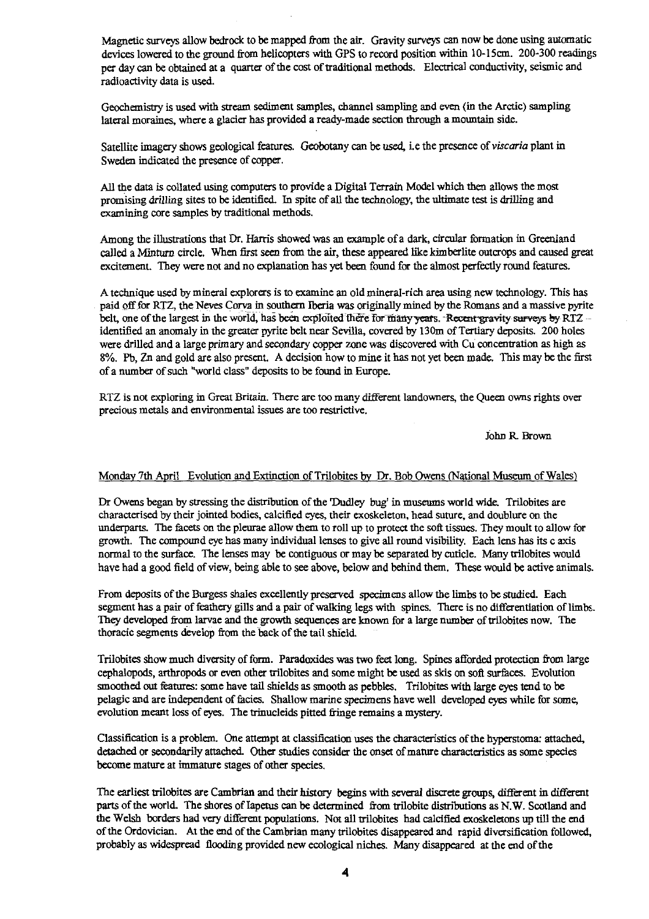Magnetic surveys allow bedrock to be mapped from the air. Gravity surveys can now be done using automatic devices lowered to the ground from helicopters with GPS to record position within 10-15cm. 200-300 readings per day can be obtained at a quarter of the cost of traditional methods. Electrical conductivity, seismic and radioactivity data is used.

Geochemistry is used with stream sediment samples, channel sampling and even (in the Arctic) sampling lateral moraines, where a glacier has provided a ready-made section through a mountain side.

Satellite imagery shows geological features. Geobotany can be used, i.e the presence of *viscaria* plant in Sweden indicated the presence of copper.

All the data is collated using computers to provide a Digital Terrain Model which then allows the most promising *drilling* sites to be identified. In spite of all the technology, the ultimate test is drilling and examining core samples by traditional methods.

Among the illustrations that Dr. Harris showed was an example of a dark, circular formation in Greenland called a Minturn circle. When first seen from the air, these appeared like kimberlite outcrops and caused great excitement. They were not and no explanation has yet been found for the almost perfectly round features.

A technique used by mineral explorers is to examine an old mineral-rich area using new technology. This has paid off for RTZ, the Neves Corva in southern Iberia was originally mined by the Romans and a massive pyrite belt, one of the largest in the world, has been exploited there for many years. Recent gravity surveys by RTZ identified an anomaly in the greater pyrite belt near Sevilla, covered by 130m of Tertiary deposits. 200 holes were drilled and a large primary and secondary copper zone was discovered with Cu concentration as high as 8%. Pb, Zn and gold are also present. A decision how to mine it has not yet been made. This may be the first of a number of such "world class" deposits to be found in Europe.

RTZ is not exploring in Great Britain. There are too many different landowners, the Queen owns rights over precious metals and environmental issues are too restrictive.

John R. Brown

Monday 7th April Evolution and Extinction of Trilobites by Dr. Bob Owens (National Museum of Wales)

Dr Owens began by stressing the distribution of the 'Dudley bug' in museums world wide. Trilobites are characterised by their jointed bodies, calcified eyes, their exoskeleton, head suture, and doublure on the underparts. The facets on the pleurae allow them to roll up to protect the soft tissues. They moult to allow for growth. The compound eye has many individual lenses to give all round visibility. Each lens has its c axis normal to the surface. The lenses may be contiguous or may be separated by cuticle. Many trilobites would have had a good field of view, being able to see above, below and behind them. These would be active animals.

From deposits of the Burgess shales excellently preserved specimens allow the limbs to be studied. Each segment has a pair of feathery gills and a pair of walking legs with spines. There is no differentiation of limbs. They developed from larvae and the growth sequences are known for a large number of trilobites now. The thoracic segments develop from the back of the tail shield.

Trilobites show much diversity of form. Paradoxides was two feet long. Spines afforded protection from large cephalopods, arthropods or even other trilobites and some might be used as skis on soft surfaces. Evolution smoothed out features: some have tail shields as smooth as pebbles. Trilobites with large eyes tend to be pelagic and are independent of facies. Shallow marine specimens have well developed eyes while for some, evolution meant loss of eyes. The trinucleids pitted fringe remains a mystery.

Classification is a problem. One attempt at classification uses the characteristics of the hyperstoma: attached, detached or secondarily attached. Other studies consider the onset of mature characteristics as some species become mature at immature stages of other species.

The earliest trilobites are Cambrian and their history begins with several discrete groups, different in different parts of the world. The shores of Iapetus can be determined from trilobite distributions as N.W. Scotland and the Welsh borders had very different populations. Not all trilobites had calcified exoskeletons up till the end of the Ordovician. At the end of the Cambrian many trilobites disappeared and rapid diversification followed, probably as widespread flooding provided new ecological niches. Many disappeared at the end of the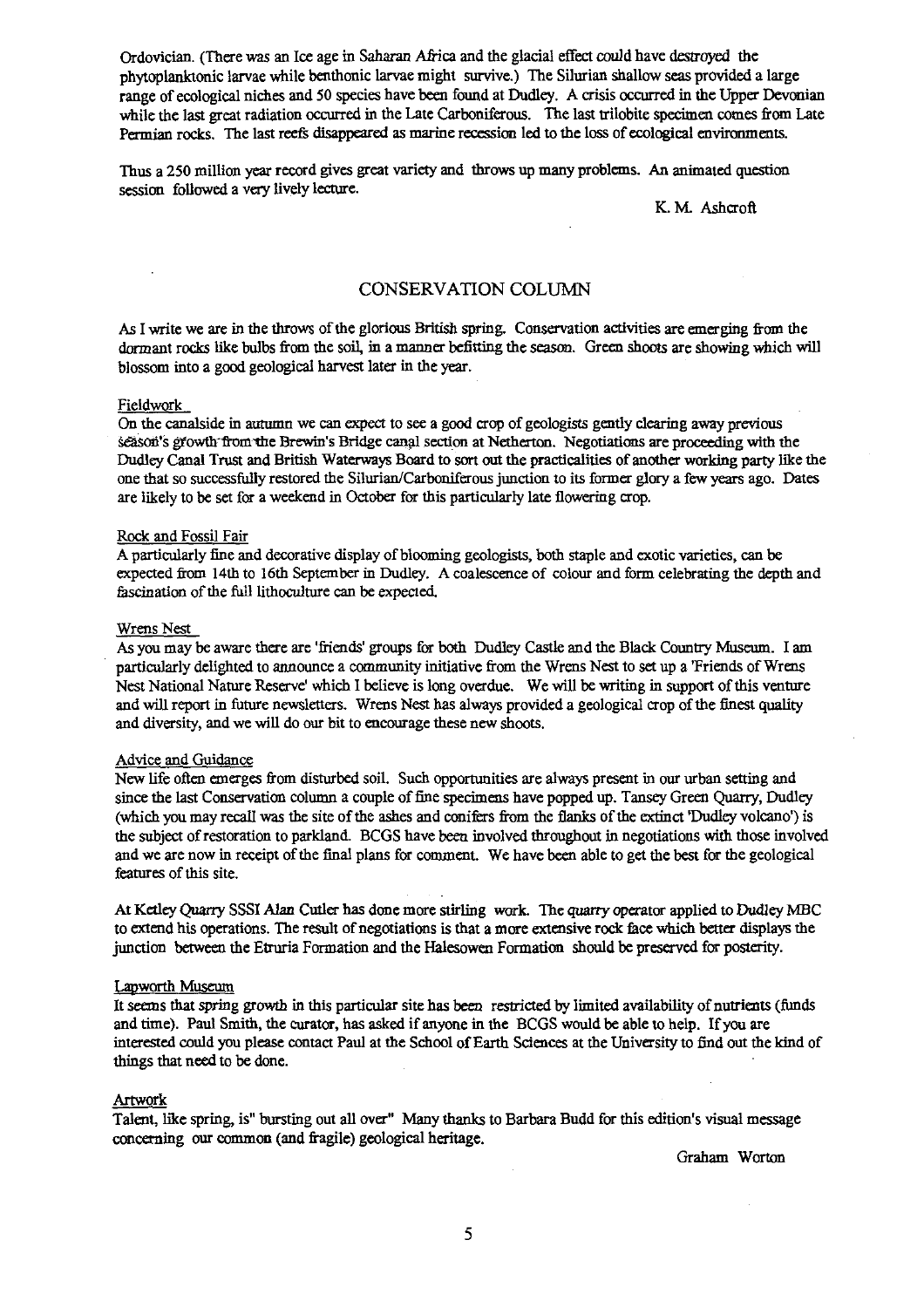Ordovician. (There was an Ice age in Saharan Africa and the glacial effect could have destroyed the phytoplanktonic larvae while benthonic larvae might survive.) The Silurian shallow seas provided a large range of ecological niches and 50 species have been found at Dudley. A crisis occurred in the Upper Devonian while the last great radiation occurred in the Late Carboniferous. The last trilobite specimen comes from Late Permian rocks. The last reefs disappeared as marine recession led to the loss of ecological environments.

Thus a 250 million year record gives great variety and throws up many problems. An animated question session followed a very lively lecture.

K. M. Ashcroft

## CONSERVATION COLUMN

As I write we are in the throws of the glorious British spring. Conservation activities are emerging from the dormant rocks like bulbs from the soil, in a manner befitting the season. Green shoots are showing which will blossom into a good geological harvest later in the year.

### Fieldwork

On the canalside in autumn we can expect to see a good crop of geologists gently clearing away previous season's growth from the Brewin's Bridge canal section at Netherton. Negotiations are proceeding with the Dudley Canal Trust and British Waterways Board to sort out the practicalities of another working party like the one that so successfully restored the Silurian/Carboniferous junction to its former glory a few years ago. Dates are likely to be set for a weekend in October for this particularly late flowering crop.

### Rock and Fossil Fair

A particularly fine and decorative display of blooming geologists, both staple and exotic varieties, can be expected from 14th to 16th September in Dudley. A coalescence of colour and form celebrating the depth and fascination of the full lithoculture can be expected.

### Wrens Nest

As you may be aware there are 'friends' groups for both Dudley Castle and the Black Country Museum. I am particularly delighted to announce a community initiative from the Wrens Nest to set up a 'Friends of Wrens Nest National Nature Reserve' which I believe is long overdue. We will be writing in support of this venture and will report in future newsletters. Wrens Nest has always provided a geological crop of the finest quality and diversity, and we will do our bit to encourage these new shoots.

### Advice and Guidance

New life often emerges from disturbed soil. Such opportunities are always present in our urban setting and since the last Conservation column a couple of fine specimens have popped up. Tansey Green Quarry, Dudley (which you may recall was the site of the ashes and conifers from the flanks of the extinct 'Dudley volcano') is the subject of restoration to parkland. BCGS have been involved throughout in negotiations with those involved and we are now in receipt of the final plans for comment. We have been able to get the best for the geological features of this site.

At Ketley Quarry SSSI Alan Cutler has done more stirling work. The quarry operator applied to Dudley MBC to extend his operations. The result of negotiations is that a more extensive rock face which better displays the junction between the Etruria Formation and the Halesowen Formation should be preserved for posterity.

### Lapworth Museum

It seems that spring growth in this particular site has been restricted by limited availability of nutrients (funds and time). Paul Smith, the curator, has asked if anyone in the BCGS would be able to help. If you are interested could you please contact Paul at the School of Earth Sciences at the University to find out the kind of things that need to be done.

### Artwork

Talent, like spring, is" bursting out all over" Many thanks to Barbara Budd for this edition's visual message concerning our common (and fragile) geological heritage.

Graham Worton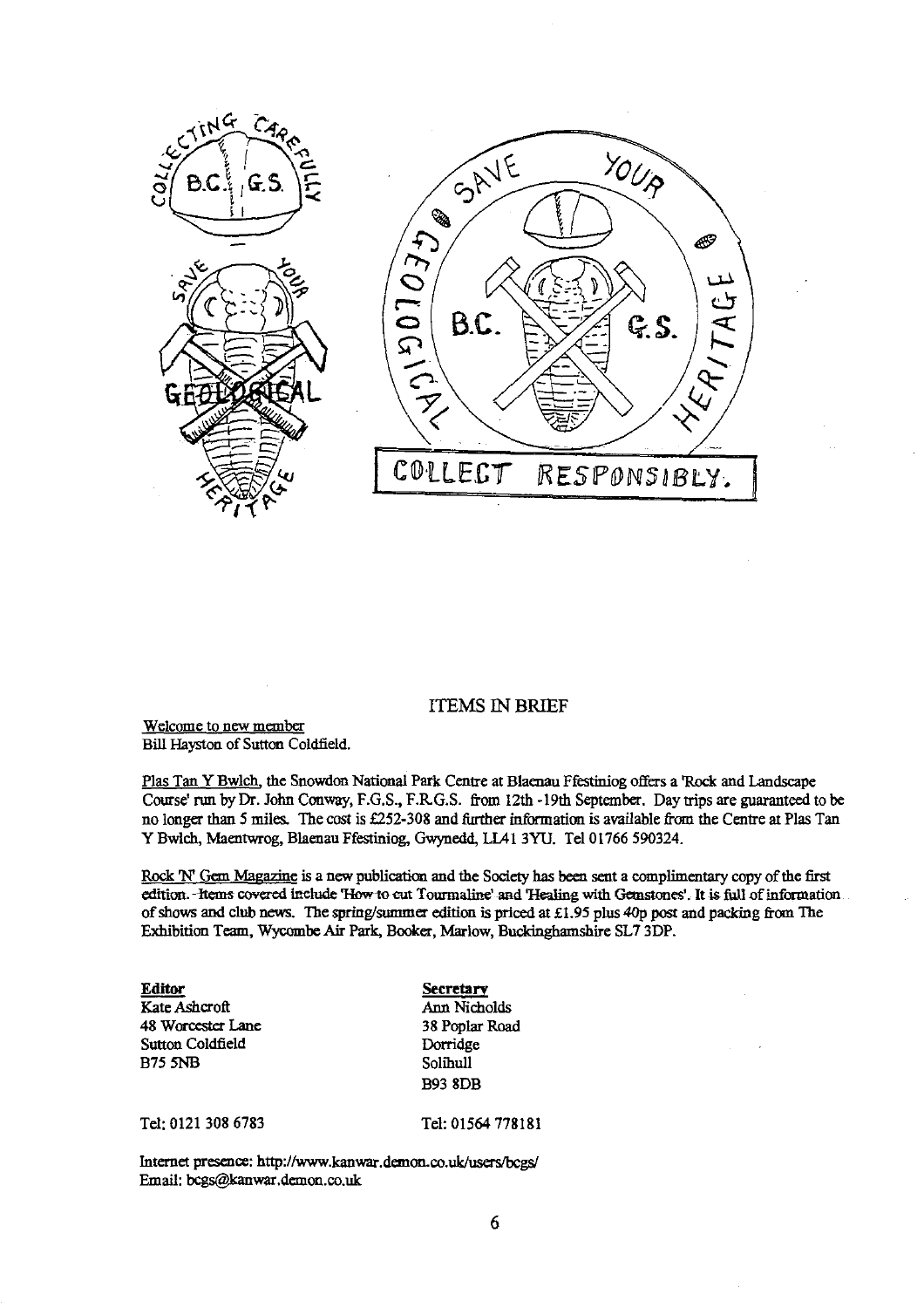## ITEMS IN BRIEF

Welcome to new member
Bill Hayston of Sutton Coldfield.

Plas Tan Y Bwlch, the Snowdon National Park Centre at Blaenau Ffestiniog offers a 'Rock and Landscape Course' run by Dr. John Conway, F.G.S., F.R.G.S. from 12th -19th September. Day trips are guaranteed to be no longer than 5 miles. The cost is £252-308 and further information is available from the Centre at Plas Tan Y Bwlch, Maentwrog, Blaenau Ffestiniog, Gwynedd, LL41 3YU. Tel 01766 590324.

Rock 'N' Gem Magazine is a new publication and the Society has been sent a complimentary copy of the first edition. Items covered include 'How to cut Tourmaline' and 'Healing with Gemstones'. It is full of information of shows and club news. The spring/summer edition is priced at £1.95 plus 40p post and packing from The Exhibition Team, Wycombe Air Park, Booker, Marlow, Buckinghamshire SL7 3DP.

**Editor**
Kate Ashcroft
48 Worcester Lane
Sutton Coldfield
B75 5NB

Tel: 0121 308 6783

**Secretary**
Ann Nicholds
38 Poplar Road
Dorridge
Solihull
B93 8DB

Tel: 01564 778181

Internet presence: http://www.kanwar.demon.co.uk/users/bcgs/
Email: bcgs@kanwar.demon.co.uk